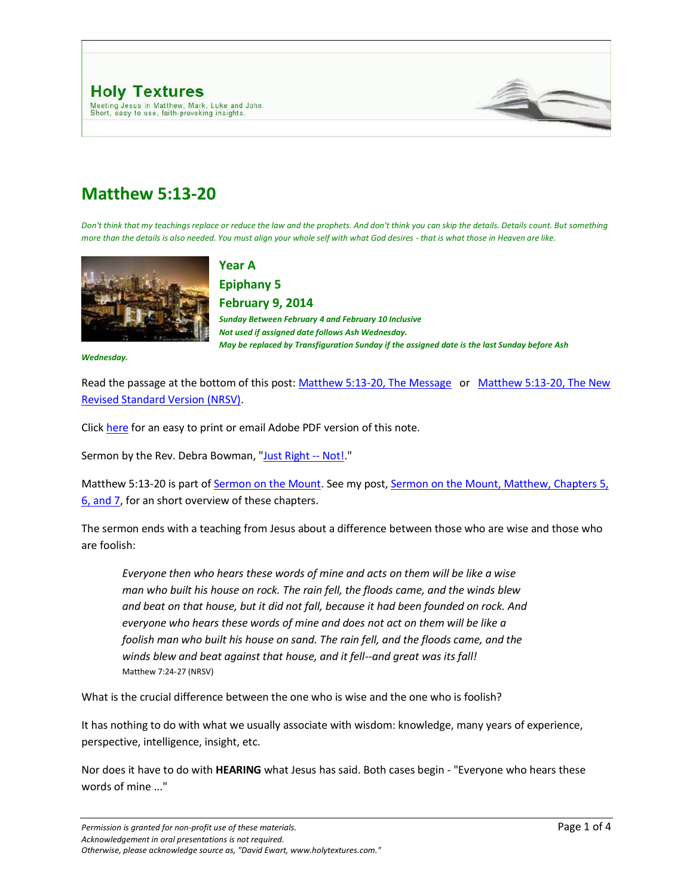**Holy Textures**

Meeting Jesus in Matthew, Mark, Luke and John.
Short, easy to use, faith-provoking insights.

# Matthew 5:13-20

*Don't think that my teachings replace or reduce the law and the prophets. And don't think you can skip the details. Details count. But something more than the details is also needed. You must align your whole self with what God desires - that is what those in Heaven are like.*

## Year A

## Epiphany 5

## February 9, 2014

***Sunday Between February 4 and February 10 Inclusive***
***Not used if assigned date follows Ash Wednesday.***
***May be replaced by Transfiguration Sunday if the assigned date is the last Sunday before Ash Wednesday.***

Read the passage at the bottom of this post: Matthew 5:13-20, The Message or Matthew 5:13-20, The New Revised Standard Version (NRSV).

Click here for an easy to print or email Adobe PDF version of this note.

Sermon by the Rev. Debra Bowman, "Just Right -- Not!."

Matthew 5:13-20 is part of Sermon on the Mount. See my post, Sermon on the Mount, Matthew, Chapters 5, 6, and 7, for an short overview of these chapters.

The sermon ends with a teaching from Jesus about a difference between those who are wise and those who are foolish:

> *Everyone then who hears these words of mine and acts on them will be like a wise man who built his house on rock. The rain fell, the floods came, and the winds blew and beat on that house, but it did not fall, because it had been founded on rock. And everyone who hears these words of mine and does not act on them will be like a foolish man who built his house on sand. The rain fell, and the floods came, and the winds blew and beat against that house, and it fell--and great was its fall!*
> Matthew 7:24-27 (NRSV)

What is the crucial difference between the one who is wise and the one who is foolish?

It has nothing to do with what we usually associate with wisdom: knowledge, many years of experience, perspective, intelligence, insight, etc.

Nor does it have to do with **HEARING** what Jesus has said. Both cases begin - "Everyone who hears these words of mine ..."

*Permission is granted for non-profit use of these materials.*
*Acknowledgement in oral presentations is not required.*
*Otherwise, please acknowledge source as, "David Ewart, www.holytextures.com."*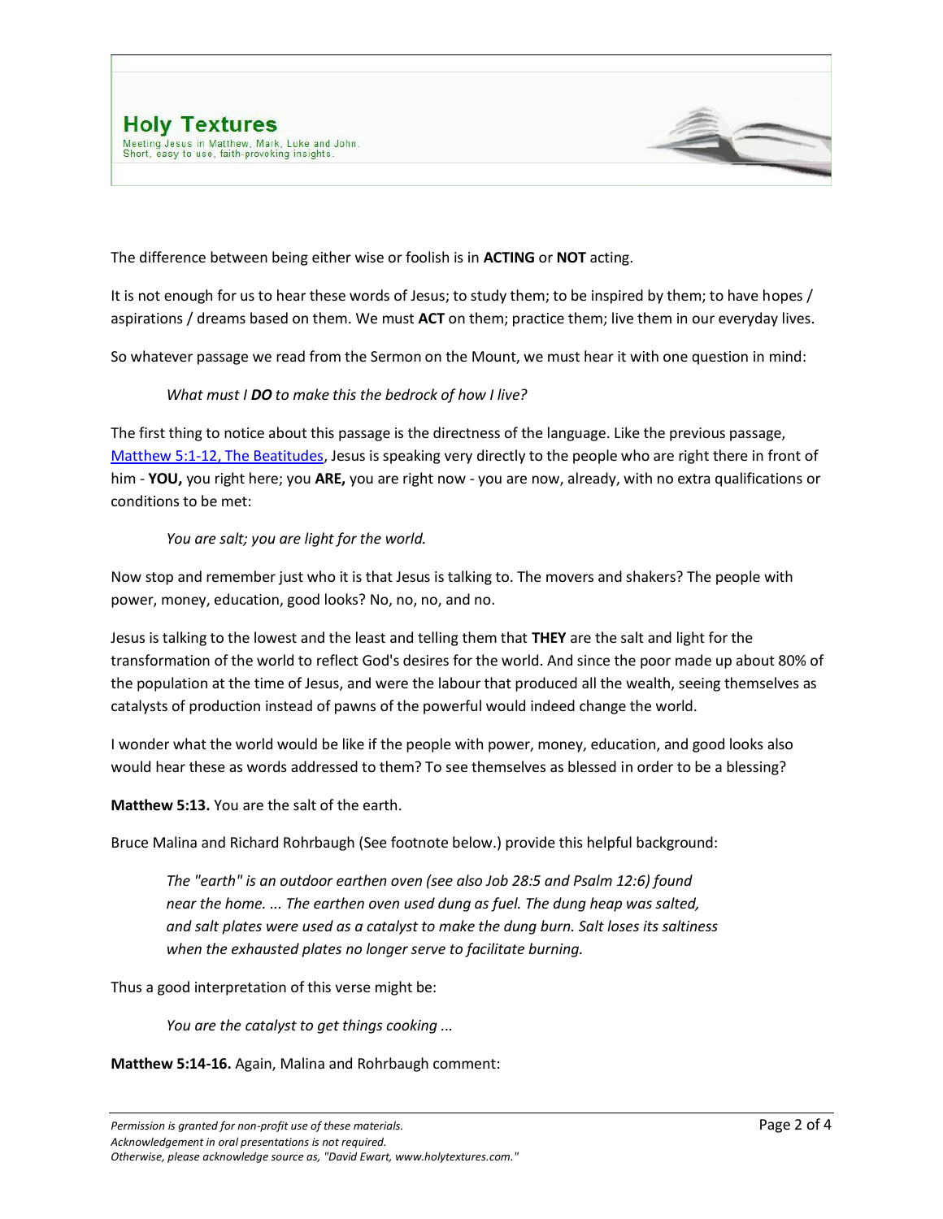The difference between being either wise or foolish is in **ACTING** or **NOT** acting.

It is not enough for us to hear these words of Jesus; to study them; to be inspired by them; to have hopes / aspirations / dreams based on them. We must **ACT** on them; practice them; live them in our everyday lives.

So whatever passage we read from the Sermon on the Mount, we must hear it with one question in mind:

> *What must I **DO** to make this the bedrock of how I live?*

The first thing to notice about this passage is the directness of the language. Like the previous passage, [Matthew 5:1-12, The Beatitudes](), Jesus is speaking very directly to the people who are right there in front of him - **YOU,** you right here; you **ARE,** you are right now - you are now, already, with no extra qualifications or conditions to be met:

> *You are salt; you are light for the world.*

Now stop and remember just who it is that Jesus is talking to. The movers and shakers? The people with power, money, education, good looks? No, no, no, and no.

Jesus is talking to the lowest and the least and telling them that **THEY** are the salt and light for the transformation of the world to reflect God's desires for the world. And since the poor made up about 80% of the population at the time of Jesus, and were the labour that produced all the wealth, seeing themselves as catalysts of production instead of pawns of the powerful would indeed change the world.

I wonder what the world would be like if the people with power, money, education, and good looks also would hear these as words addressed to them? To see themselves as blessed in order to be a blessing?

**Matthew 5:13.** You are the salt of the earth.

Bruce Malina and Richard Rohrbaugh (See footnote below.) provide this helpful background:

> *The "earth" is an outdoor earthen oven (see also Job 28:5 and Psalm 12:6) found near the home. ... The earthen oven used dung as fuel. The dung heap was salted, and salt plates were used as a catalyst to make the dung burn. Salt loses its saltiness when the exhausted plates no longer serve to facilitate burning.*

Thus a good interpretation of this verse might be:

> *You are the catalyst to get things cooking ...*

**Matthew 5:14-16.** Again, Malina and Rohrbaugh comment:

*Permission is granted for non-profit use of these materials.*
*Acknowledgement in oral presentations is not required.*
*Otherwise, please acknowledge source as, "David Ewart, www.holytextures.com."*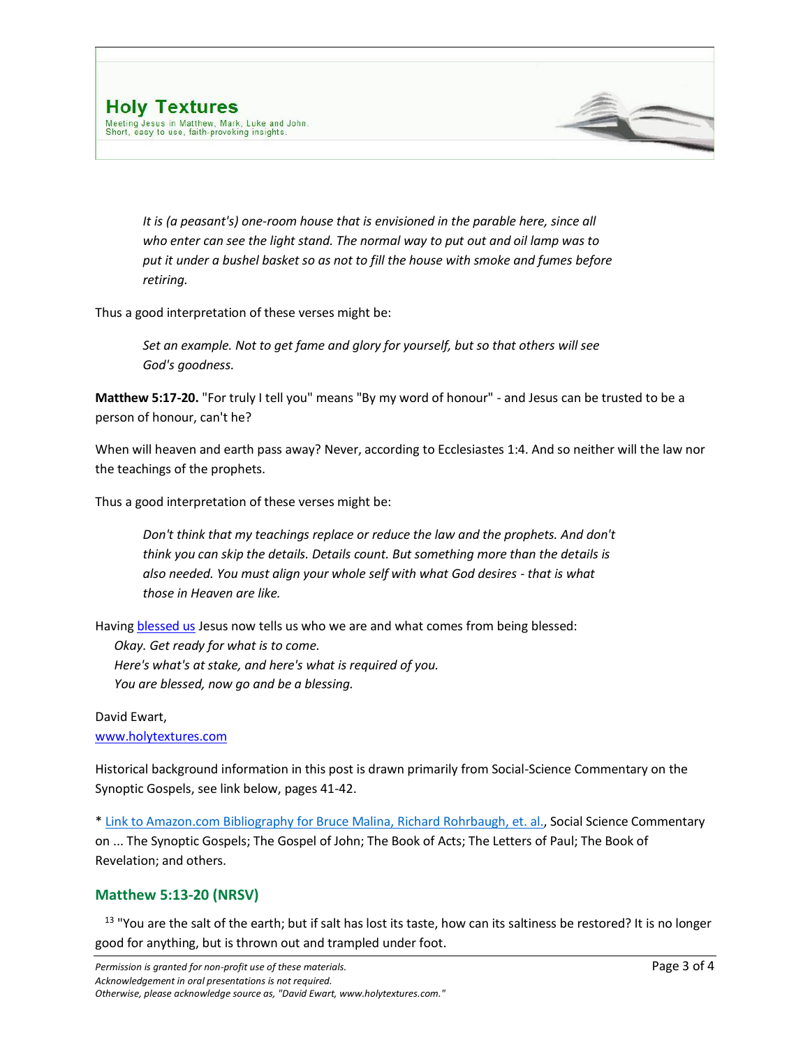> *It is (a peasant's) one-room house that is envisioned in the parable here, since all who enter can see the light stand. The normal way to put out and oil lamp was to put it under a bushel basket so as not to fill the house with smoke and fumes before retiring.*

Thus a good interpretation of these verses might be:

> *Set an example. Not to get fame and glory for yourself, but so that others will see God's goodness.*

**Matthew 5:17-20.** "For truly I tell you" means "By my word of honour" - and Jesus can be trusted to be a person of honour, can't he?

When will heaven and earth pass away? Never, according to Ecclesiastes 1:4. And so neither will the law nor the teachings of the prophets.

Thus a good interpretation of these verses might be:

> *Don't think that my teachings replace or reduce the law and the prophets. And don't think you can skip the details. Details count. But something more than the details is also needed. You must align your whole self with what God desires - that is what those in Heaven are like.*

Having blessed us Jesus now tells us who we are and what comes from being blessed:

> *Okay. Get ready for what is to come.*
> *Here's what's at stake, and here's what is required of you.*
> *You are blessed, now go and be a blessing.*

David Ewart,
www.holytextures.com

Historical background information in this post is drawn primarily from Social-Science Commentary on the Synoptic Gospels, see link below, pages 41-42.

* Link to Amazon.com Bibliography for Bruce Malina, Richard Rohrbaugh, et. al., Social Science Commentary on ... The Synoptic Gospels; The Gospel of John; The Book of Acts; The Letters of Paul; The Book of Revelation; and others.

## Matthew 5:13-20 (NRSV)

[13] "You are the salt of the earth; but if salt has lost its taste, how can its saltiness be restored? It is no longer good for anything, but is thrown out and trampled under foot.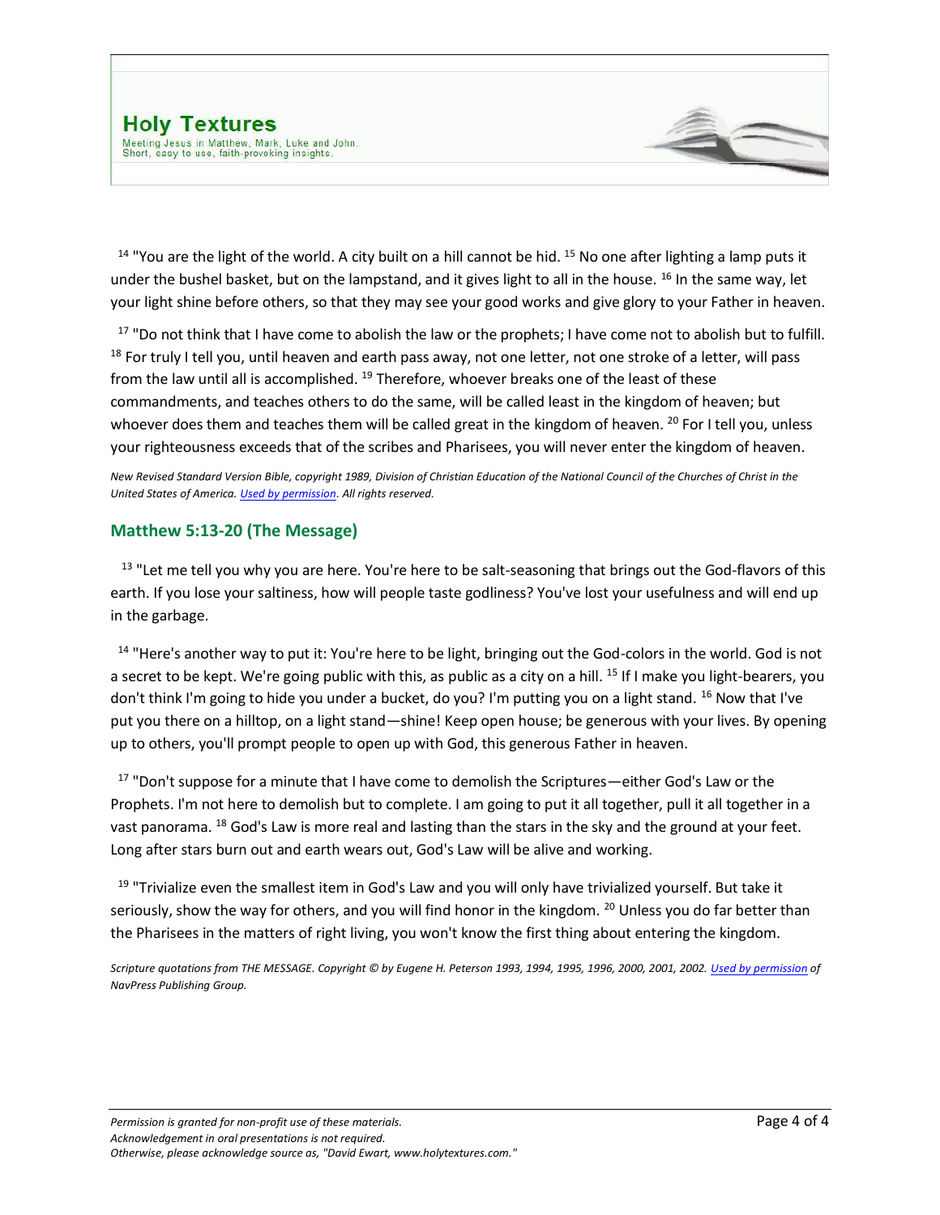[14] "You are the light of the world. A city built on a hill cannot be hid. [15] No one after lighting a lamp puts it under the bushel basket, but on the lampstand, and it gives light to all in the house. [16] In the same way, let your light shine before others, so that they may see your good works and give glory to your Father in heaven.

[17] "Do not think that I have come to abolish the law or the prophets; I have come not to abolish but to fulfill. [18] For truly I tell you, until heaven and earth pass away, not one letter, not one stroke of a letter, will pass from the law until all is accomplished. [19] Therefore, whoever breaks one of the least of these commandments, and teaches others to do the same, will be called least in the kingdom of heaven; but whoever does them and teaches them will be called great in the kingdom of heaven. [20] For I tell you, unless your righteousness exceeds that of the scribes and Pharisees, you will never enter the kingdom of heaven.

*New Revised Standard Version Bible, copyright 1989, Division of Christian Education of the National Council of the Churches of Christ in the United States of America. Used by permission. All rights reserved.*

## Matthew 5:13-20 (The Message)

[13] "Let me tell you why you are here. You're here to be salt-seasoning that brings out the God-flavors of this earth. If you lose your saltiness, how will people taste godliness? You've lost your usefulness and will end up in the garbage.

[14] "Here's another way to put it: You're here to be light, bringing out the God-colors in the world. God is not a secret to be kept. We're going public with this, as public as a city on a hill. [15] If I make you light-bearers, you don't think I'm going to hide you under a bucket, do you? I'm putting you on a light stand. [16] Now that I've put you there on a hilltop, on a light stand—shine! Keep open house; be generous with your lives. By opening up to others, you'll prompt people to open up with God, this generous Father in heaven.

[17] "Don't suppose for a minute that I have come to demolish the Scriptures—either God's Law or the Prophets. I'm not here to demolish but to complete. I am going to put it all together, pull it all together in a vast panorama. [18] God's Law is more real and lasting than the stars in the sky and the ground at your feet. Long after stars burn out and earth wears out, God's Law will be alive and working.

[19] "Trivialize even the smallest item in God's Law and you will only have trivialized yourself. But take it seriously, show the way for others, and you will find honor in the kingdom. [20] Unless you do far better than the Pharisees in the matters of right living, you won't know the first thing about entering the kingdom.

*Scripture quotations from THE MESSAGE. Copyright © by Eugene H. Peterson 1993, 1994, 1995, 1996, 2000, 2001, 2002. Used by permission of NavPress Publishing Group.*

*Permission is granted for non-profit use of these materials.*
*Acknowledgement in oral presentations is not required.*
*Otherwise, please acknowledge source as, "David Ewart, www.holytextures.com."*